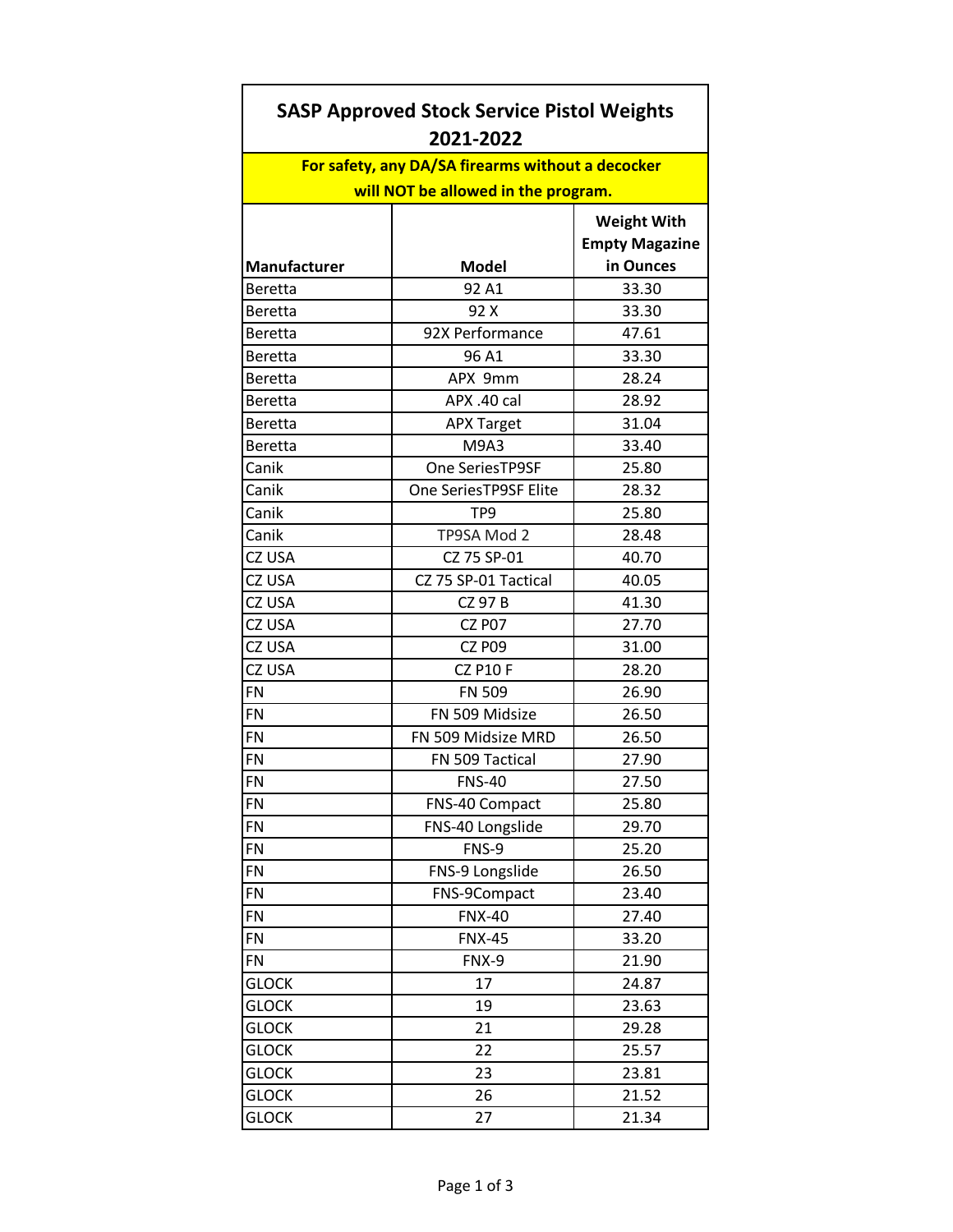# SASP Approved Stock Service Pistol Weights 2021-2022

**For safety, any DA/SA firearms without a decocker will NOT be allowed in the program.**

| Manufacturer | Model | Weight With Empty Magazine in Ounces |
|---|---|---|
| Beretta | 92 A1 | 33.30 |
| Beretta | 92 X | 33.30 |
| Beretta | 92X Performance | 47.61 |
| Beretta | 96 A1 | 33.30 |
| Beretta | APX 9mm | 28.24 |
| Beretta | APX .40 cal | 28.92 |
| Beretta | APX Target | 31.04 |
| Beretta | M9A3 | 33.40 |
| Canik | One SeriesTP9SF | 25.80 |
| Canik | One SeriesTP9SF Elite | 28.32 |
| Canik | TP9 | 25.80 |
| Canik | TP9SA Mod 2 | 28.48 |
| CZ USA | CZ 75 SP-01 | 40.70 |
| CZ USA | CZ 75 SP-01 Tactical | 40.05 |
| CZ USA | CZ 97 B | 41.30 |
| CZ USA | CZ P07 | 27.70 |
| CZ USA | CZ P09 | 31.00 |
| CZ USA | CZ P10 F | 28.20 |
| FN | FN 509 | 26.90 |
| FN | FN 509 Midsize | 26.50 |
| FN | FN 509 Midsize MRD | 26.50 |
| FN | FN 509 Tactical | 27.90 |
| FN | FNS-40 | 27.50 |
| FN | FNS-40 Compact | 25.80 |
| FN | FNS-40 Longslide | 29.70 |
| FN | FNS-9 | 25.20 |
| FN | FNS-9 Longslide | 26.50 |
| FN | FNS-9Compact | 23.40 |
| FN | FNX-40 | 27.40 |
| FN | FNX-45 | 33.20 |
| FN | FNX-9 | 21.90 |
| GLOCK | 17 | 24.87 |
| GLOCK | 19 | 23.63 |
| GLOCK | 21 | 29.28 |
| GLOCK | 22 | 25.57 |
| GLOCK | 23 | 23.81 |
| GLOCK | 26 | 21.52 |
| GLOCK | 27 | 21.34 |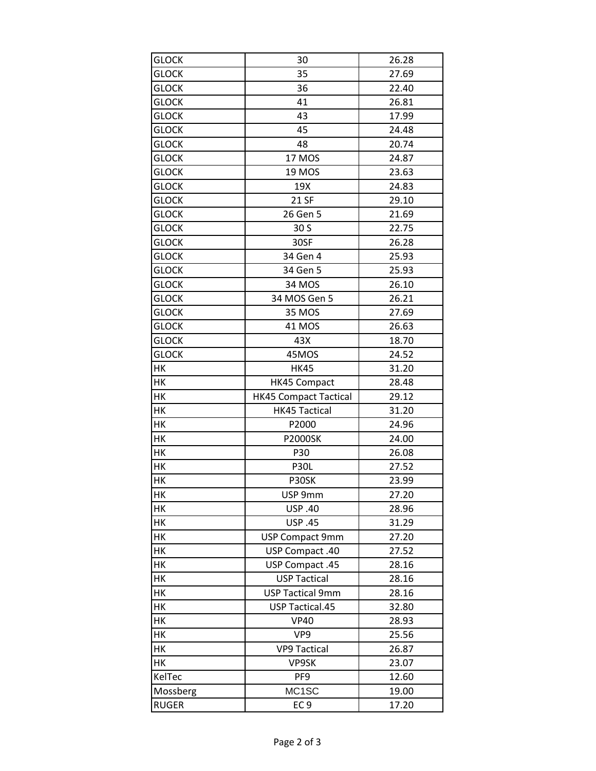| | | |
|---|---|---|
| GLOCK | 30 | 26.28 |
| GLOCK | 35 | 27.69 |
| GLOCK | 36 | 22.40 |
| GLOCK | 41 | 26.81 |
| GLOCK | 43 | 17.99 |
| GLOCK | 45 | 24.48 |
| GLOCK | 48 | 20.74 |
| GLOCK | 17 MOS | 24.87 |
| GLOCK | 19 MOS | 23.63 |
| GLOCK | 19X | 24.83 |
| GLOCK | 21 SF | 29.10 |
| GLOCK | 26 Gen 5 | 21.69 |
| GLOCK | 30 S | 22.75 |
| GLOCK | 30SF | 26.28 |
| GLOCK | 34 Gen 4 | 25.93 |
| GLOCK | 34 Gen 5 | 25.93 |
| GLOCK | 34 MOS | 26.10 |
| GLOCK | 34 MOS Gen 5 | 26.21 |
| GLOCK | 35 MOS | 27.69 |
| GLOCK | 41 MOS | 26.63 |
| GLOCK | 43X | 18.70 |
| GLOCK | 45MOS | 24.52 |
| HK | HK45 | 31.20 |
| HK | HK45 Compact | 28.48 |
| HK | HK45 Compact Tactical | 29.12 |
| HK | HK45 Tactical | 31.20 |
| HK | P2000 | 24.96 |
| HK | P2000SK | 24.00 |
| HK | P30 | 26.08 |
| HK | P30L | 27.52 |
| HK | P30SK | 23.99 |
| HK | USP 9mm | 27.20 |
| HK | USP .40 | 28.96 |
| HK | USP .45 | 31.29 |
| HK | USP Compact 9mm | 27.20 |
| HK | USP Compact .40 | 27.52 |
| HK | USP Compact .45 | 28.16 |
| HK | USP Tactical | 28.16 |
| HK | USP Tactical 9mm | 28.16 |
| HK | USP Tactical.45 | 32.80 |
| HK | VP40 | 28.93 |
| HK | VP9 | 25.56 |
| HK | VP9 Tactical | 26.87 |
| HK | VP9SK | 23.07 |
| KelTec | PF9 | 12.60 |
| Mossberg | MC1SC | 19.00 |
| RUGER | EC 9 | 17.20 |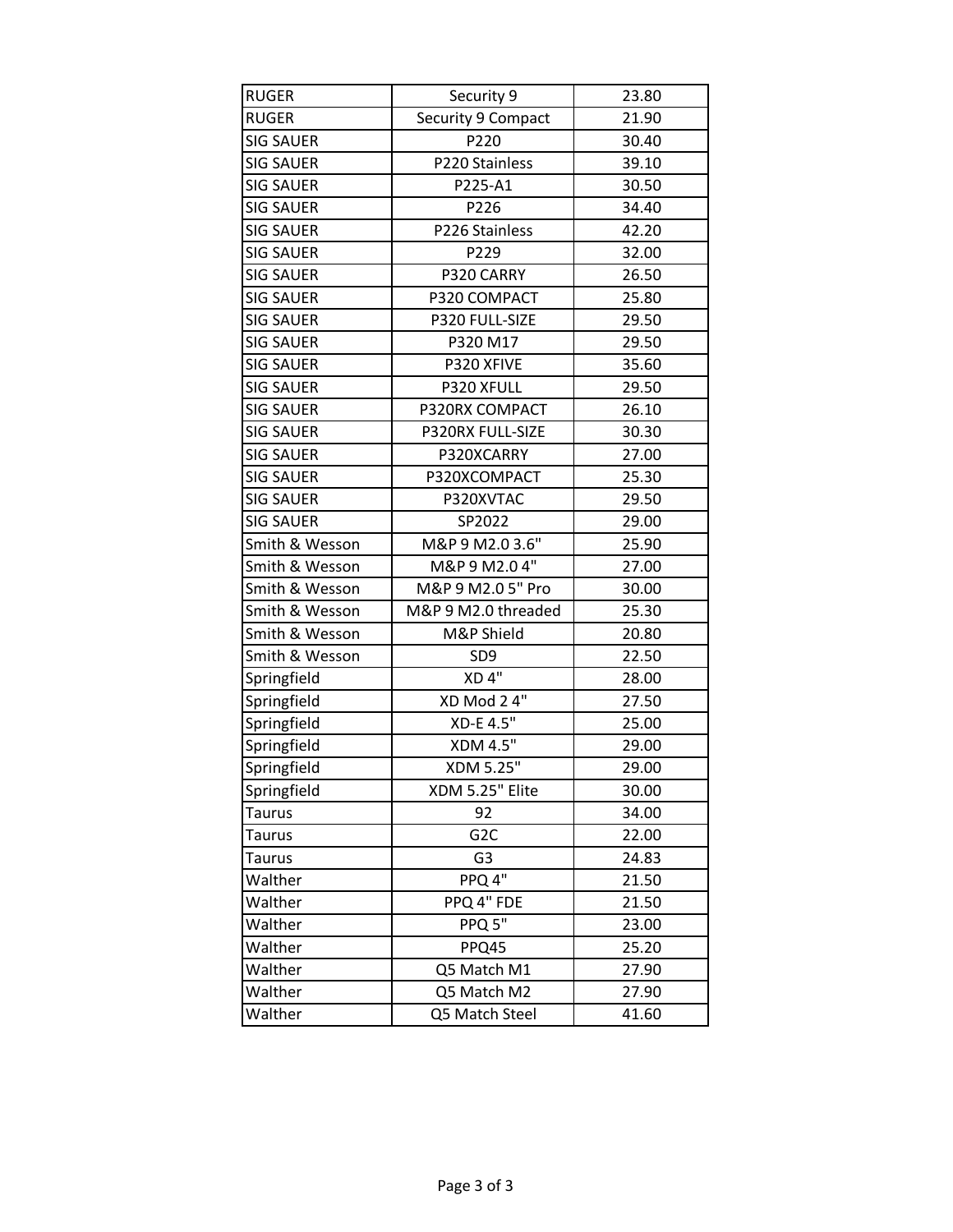| | | |
|---|---|---|
| RUGER | Security 9 | 23.80 |
| RUGER | Security 9 Compact | 21.90 |
| SIG SAUER | P220 | 30.40 |
| SIG SAUER | P220 Stainless | 39.10 |
| SIG SAUER | P225-A1 | 30.50 |
| SIG SAUER | P226 | 34.40 |
| SIG SAUER | P226 Stainless | 42.20 |
| SIG SAUER | P229 | 32.00 |
| SIG SAUER | P320 CARRY | 26.50 |
| SIG SAUER | P320 COMPACT | 25.80 |
| SIG SAUER | P320 FULL-SIZE | 29.50 |
| SIG SAUER | P320 M17 | 29.50 |
| SIG SAUER | P320 XFIVE | 35.60 |
| SIG SAUER | P320 XFULL | 29.50 |
| SIG SAUER | P320RX COMPACT | 26.10 |
| SIG SAUER | P320RX FULL-SIZE | 30.30 |
| SIG SAUER | P320XCARRY | 27.00 |
| SIG SAUER | P320XCOMPACT | 25.30 |
| SIG SAUER | P320XVTAC | 29.50 |
| SIG SAUER | SP2022 | 29.00 |
| Smith & Wesson | M&P 9 M2.0 3.6" | 25.90 |
| Smith & Wesson | M&P 9 M2.0 4" | 27.00 |
| Smith & Wesson | M&P 9 M2.0 5" Pro | 30.00 |
| Smith & Wesson | M&P 9 M2.0 threaded | 25.30 |
| Smith & Wesson | M&P Shield | 20.80 |
| Smith & Wesson | SD9 | 22.50 |
| Springfield | XD 4" | 28.00 |
| Springfield | XD Mod 2 4" | 27.50 |
| Springfield | XD-E 4.5" | 25.00 |
| Springfield | XDM 4.5" | 29.00 |
| Springfield | XDM 5.25" | 29.00 |
| Springfield | XDM 5.25" Elite | 30.00 |
| Taurus | 92 | 34.00 |
| Taurus | G2C | 22.00 |
| Taurus | G3 | 24.83 |
| Walther | PPQ 4" | 21.50 |
| Walther | PPQ 4" FDE | 21.50 |
| Walther | PPQ 5" | 23.00 |
| Walther | PPQ45 | 25.20 |
| Walther | Q5 Match M1 | 27.90 |
| Walther | Q5 Match M2 | 27.90 |
| Walther | Q5 Match Steel | 41.60 |